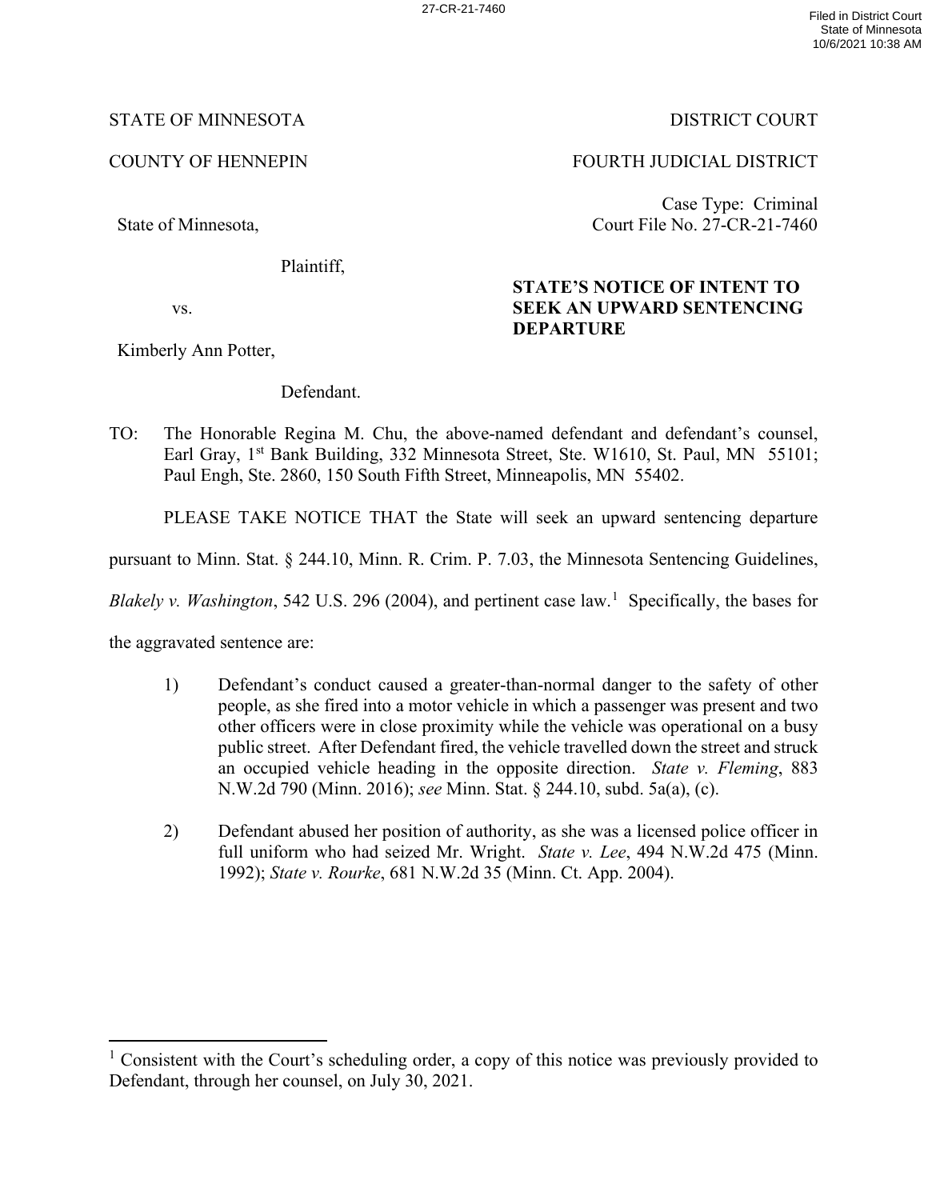STATE OF MINNESOTA DISTRICT COURT

COUNTY OF HENNEPIN FOURTH JUDICIAL DISTRICT

Case Type: Criminal
Court File No. 27-CR-21-7460

State of Minnesota,

Plaintiff,

vs.

Kimberly Ann Potter,

Defendant.

**STATE'S NOTICE OF INTENT TO SEEK AN UPWARD SENTENCING DEPARTURE**

TO: The Honorable Regina M. Chu, the above-named defendant and defendant's counsel, Earl Gray, 1st Bank Building, 332 Minnesota Street, Ste. W1610, St. Paul, MN 55101; Paul Engh, Ste. 2860, 150 South Fifth Street, Minneapolis, MN 55402.

PLEASE TAKE NOTICE THAT the State will seek an upward sentencing departure pursuant to Minn. Stat. § 244.10, Minn. R. Crim. P. 7.03, the Minnesota Sentencing Guidelines, *Blakely v. Washington*, 542 U.S. 296 (2004), and pertinent case law.[1] Specifically, the bases for the aggravated sentence are:

1) Defendant's conduct caused a greater-than-normal danger to the safety of other people, as she fired into a motor vehicle in which a passenger was present and two other officers were in close proximity while the vehicle was operational on a busy public street. After Defendant fired, the vehicle travelled down the street and struck an occupied vehicle heading in the opposite direction. *State v. Fleming*, 883 N.W.2d 790 (Minn. 2016); *see* Minn. Stat. § 244.10, subd. 5a(a), (c).

2) Defendant abused her position of authority, as she was a licensed police officer in full uniform who had seized Mr. Wright. *State v. Lee*, 494 N.W.2d 475 (Minn. 1992); *State v. Rourke*, 681 N.W.2d 35 (Minn. Ct. App. 2004).

[1] Consistent with the Court's scheduling order, a copy of this notice was previously provided to Defendant, through her counsel, on July 30, 2021.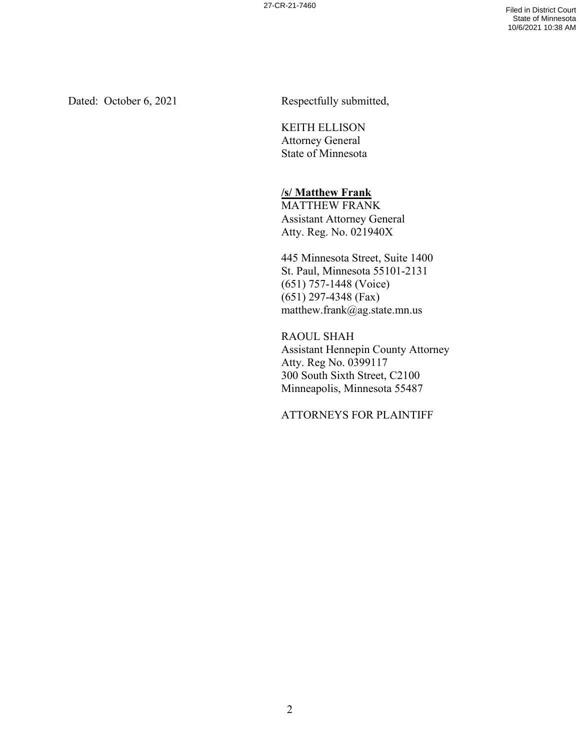Dated: October 6, 2021

Respectfully submitted,

KEITH ELLISON
Attorney General
State of Minnesota

**/s/ Matthew Frank**
MATTHEW FRANK
Assistant Attorney General
Atty. Reg. No. 021940X

445 Minnesota Street, Suite 1400
St. Paul, Minnesota 55101-2131
(651) 757-1448 (Voice)
(651) 297-4348 (Fax)
matthew.frank@ag.state.mn.us

RAOUL SHAH
Assistant Hennepin County Attorney
Atty. Reg No. 0399117
300 South Sixth Street, C2100
Minneapolis, Minnesota 55487

ATTORNEYS FOR PLAINTIFF